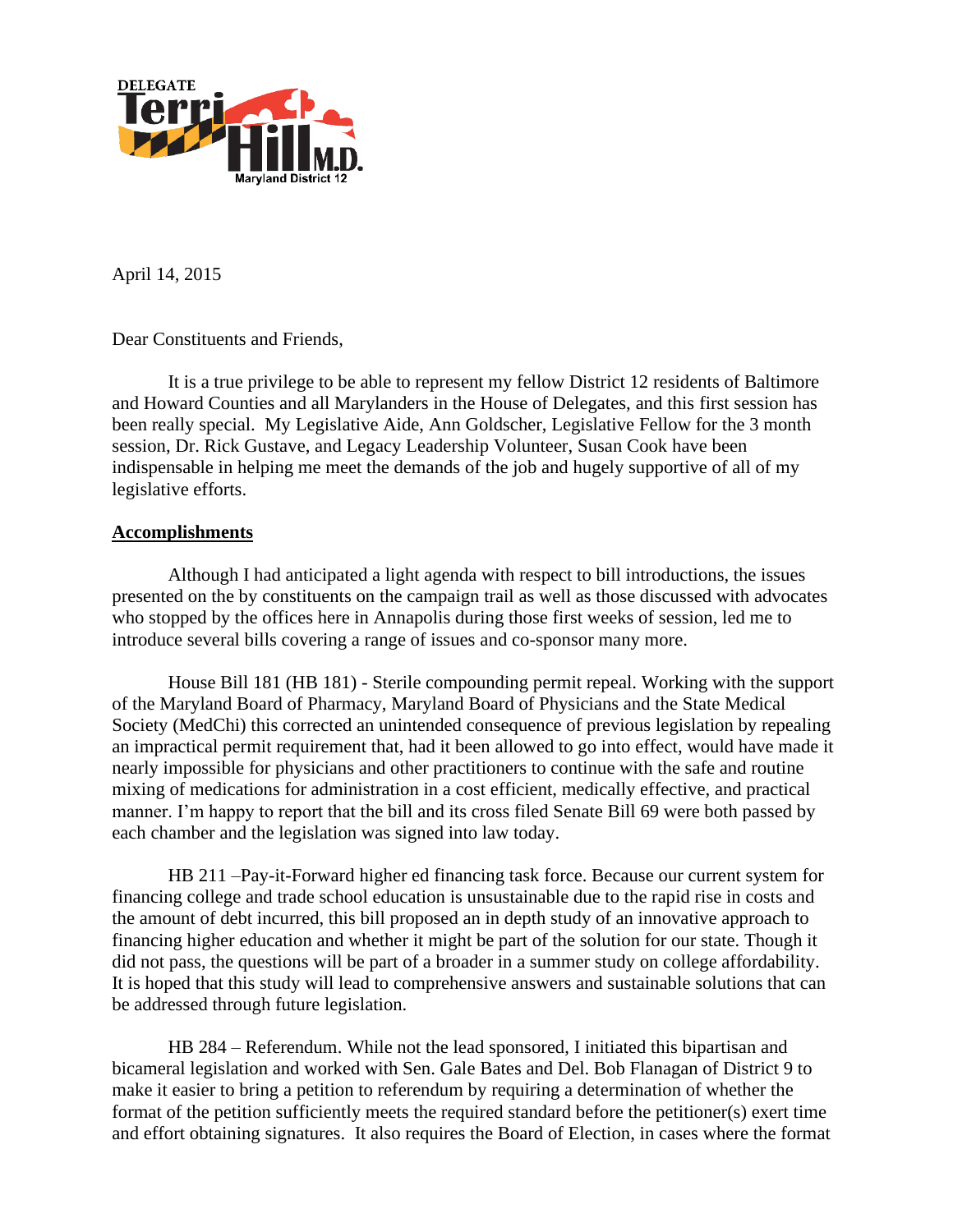DELEGATE Terri Hill M.D.
Maryland District 12

April 14, 2015

Dear Constituents and Friends,

It is a true privilege to be able to represent my fellow District 12 residents of Baltimore and Howard Counties and all Marylanders in the House of Delegates, and this first session has been really special. My Legislative Aide, Ann Goldscher, Legislative Fellow for the 3 month session, Dr. Rick Gustave, and Legacy Leadership Volunteer, Susan Cook have been indispensable in helping me meet the demands of the job and hugely supportive of all of my legislative efforts.

## Accomplishments

Although I had anticipated a light agenda with respect to bill introductions, the issues presented on the by constituents on the campaign trail as well as those discussed with advocates who stopped by the offices here in Annapolis during those first weeks of session, led me to introduce several bills covering a range of issues and co-sponsor many more.

House Bill 181 (HB 181) - Sterile compounding permit repeal. Working with the support of the Maryland Board of Pharmacy, Maryland Board of Physicians and the State Medical Society (MedChi) this corrected an unintended consequence of previous legislation by repealing an impractical permit requirement that, had it been allowed to go into effect, would have made it nearly impossible for physicians and other practitioners to continue with the safe and routine mixing of medications for administration in a cost efficient, medically effective, and practical manner. I'm happy to report that the bill and its cross filed Senate Bill 69 were both passed by each chamber and the legislation was signed into law today.

HB 211 –Pay-it-Forward higher ed financing task force. Because our current system for financing college and trade school education is unsustainable due to the rapid rise in costs and the amount of debt incurred, this bill proposed an in depth study of an innovative approach to financing higher education and whether it might be part of the solution for our state. Though it did not pass, the questions will be part of a broader in a summer study on college affordability. It is hoped that this study will lead to comprehensive answers and sustainable solutions that can be addressed through future legislation.

HB 284 – Referendum. While not the lead sponsored, I initiated this bipartisan and bicameral legislation and worked with Sen. Gale Bates and Del. Bob Flanagan of District 9 to make it easier to bring a petition to referendum by requiring a determination of whether the format of the petition sufficiently meets the required standard before the petitioner(s) exert time and effort obtaining signatures. It also requires the Board of Election, in cases where the format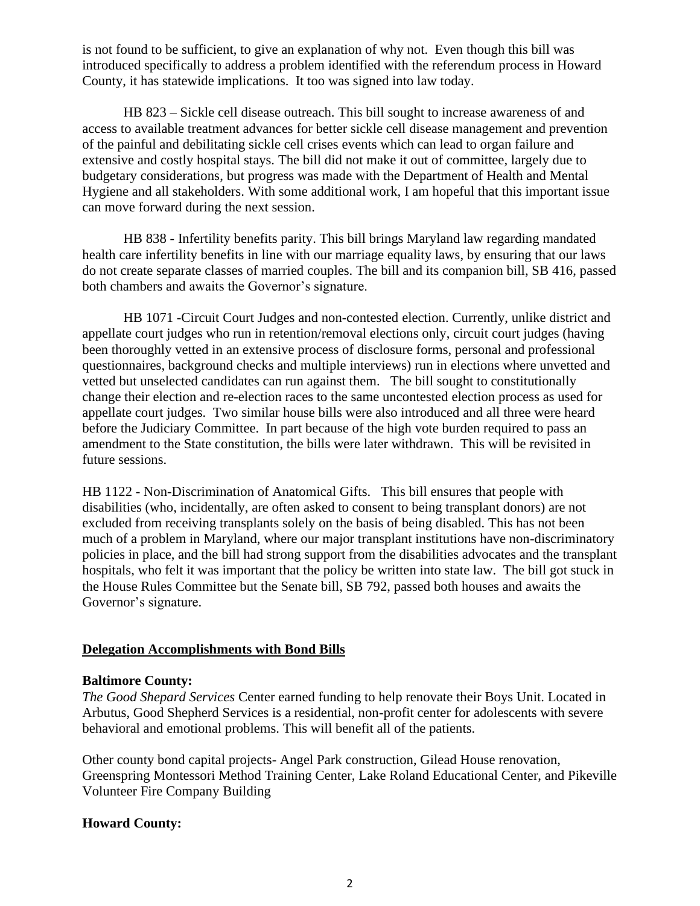is not found to be sufficient, to give an explanation of why not. Even though this bill was introduced specifically to address a problem identified with the referendum process in Howard County, it has statewide implications. It too was signed into law today.

HB 823 – Sickle cell disease outreach. This bill sought to increase awareness of and access to available treatment advances for better sickle cell disease management and prevention of the painful and debilitating sickle cell crises events which can lead to organ failure and extensive and costly hospital stays. The bill did not make it out of committee, largely due to budgetary considerations, but progress was made with the Department of Health and Mental Hygiene and all stakeholders. With some additional work, I am hopeful that this important issue can move forward during the next session.

HB 838 - Infertility benefits parity. This bill brings Maryland law regarding mandated health care infertility benefits in line with our marriage equality laws, by ensuring that our laws do not create separate classes of married couples. The bill and its companion bill, SB 416, passed both chambers and awaits the Governor's signature.

HB 1071 -Circuit Court Judges and non-contested election. Currently, unlike district and appellate court judges who run in retention/removal elections only, circuit court judges (having been thoroughly vetted in an extensive process of disclosure forms, personal and professional questionnaires, background checks and multiple interviews) run in elections where unvetted and vetted but unselected candidates can run against them. The bill sought to constitutionally change their election and re-election races to the same uncontested election process as used for appellate court judges. Two similar house bills were also introduced and all three were heard before the Judiciary Committee. In part because of the high vote burden required to pass an amendment to the State constitution, the bills were later withdrawn. This will be revisited in future sessions.

HB 1122 - Non-Discrimination of Anatomical Gifts. This bill ensures that people with disabilities (who, incidentally, are often asked to consent to being transplant donors) are not excluded from receiving transplants solely on the basis of being disabled. This has not been much of a problem in Maryland, where our major transplant institutions have non-discriminatory policies in place, and the bill had strong support from the disabilities advocates and the transplant hospitals, who felt it was important that the policy be written into state law. The bill got stuck in the House Rules Committee but the Senate bill, SB 792, passed both houses and awaits the Governor's signature.

## Delegation Accomplishments with Bond Bills

**Baltimore County:**

*The Good Shepard Services* Center earned funding to help renovate their Boys Unit. Located in Arbutus, Good Shepherd Services is a residential, non-profit center for adolescents with severe behavioral and emotional problems. This will benefit all of the patients.

Other county bond capital projects- Angel Park construction, Gilead House renovation, Greenspring Montessori Method Training Center, Lake Roland Educational Center, and Pikeville Volunteer Fire Company Building

**Howard County:**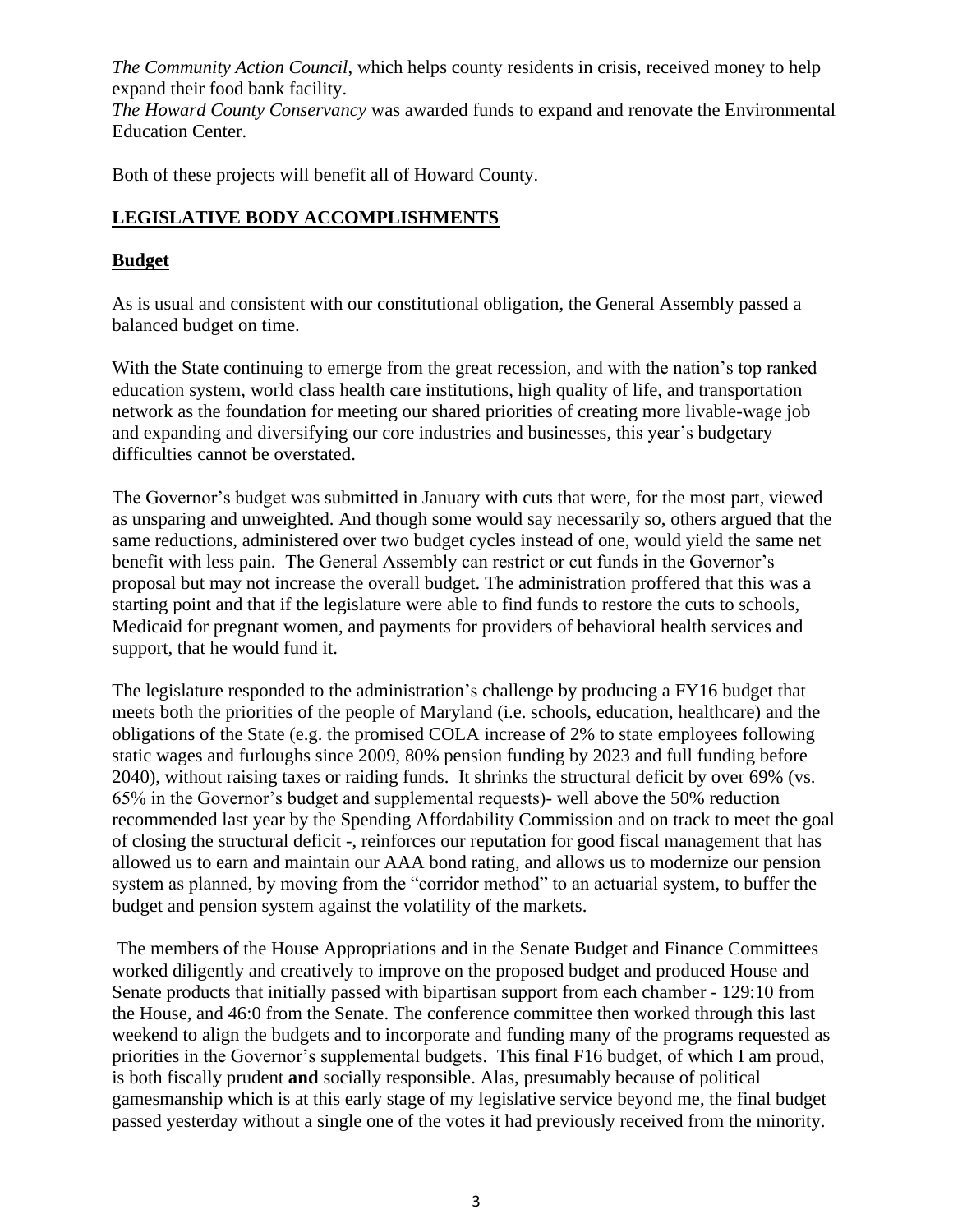*The Community Action Council*, which helps county residents in crisis, received money to help expand their food bank facility.
*The Howard County Conservancy* was awarded funds to expand and renovate the Environmental Education Center.

Both of these projects will benefit all of Howard County.

## LEGISLATIVE BODY ACCOMPLISHMENTS

### Budget

As is usual and consistent with our constitutional obligation, the General Assembly passed a balanced budget on time.

With the State continuing to emerge from the great recession, and with the nation's top ranked education system, world class health care institutions, high quality of life, and transportation network as the foundation for meeting our shared priorities of creating more livable-wage job and expanding and diversifying our core industries and businesses, this year's budgetary difficulties cannot be overstated.

The Governor's budget was submitted in January with cuts that were, for the most part, viewed as unsparing and unweighted. And though some would say necessarily so, others argued that the same reductions, administered over two budget cycles instead of one, would yield the same net benefit with less pain. The General Assembly can restrict or cut funds in the Governor's proposal but may not increase the overall budget. The administration proffered that this was a starting point and that if the legislature were able to find funds to restore the cuts to schools, Medicaid for pregnant women, and payments for providers of behavioral health services and support, that he would fund it.

The legislature responded to the administration's challenge by producing a FY16 budget that meets both the priorities of the people of Maryland (i.e. schools, education, healthcare) and the obligations of the State (e.g. the promised COLA increase of 2% to state employees following static wages and furloughs since 2009, 80% pension funding by 2023 and full funding before 2040), without raising taxes or raiding funds. It shrinks the structural deficit by over 69% (vs. 65% in the Governor's budget and supplemental requests)- well above the 50% reduction recommended last year by the Spending Affordability Commission and on track to meet the goal of closing the structural deficit -, reinforces our reputation for good fiscal management that has allowed us to earn and maintain our AAA bond rating, and allows us to modernize our pension system as planned, by moving from the "corridor method" to an actuarial system, to buffer the budget and pension system against the volatility of the markets.

The members of the House Appropriations and in the Senate Budget and Finance Committees worked diligently and creatively to improve on the proposed budget and produced House and Senate products that initially passed with bipartisan support from each chamber - 129:10 from the House, and 46:0 from the Senate. The conference committee then worked through this last weekend to align the budgets and to incorporate and funding many of the programs requested as priorities in the Governor's supplemental budgets. This final F16 budget, of which I am proud, is both fiscally prudent **and** socially responsible. Alas, presumably because of political gamesmanship which is at this early stage of my legislative service beyond me, the final budget passed yesterday without a single one of the votes it had previously received from the minority.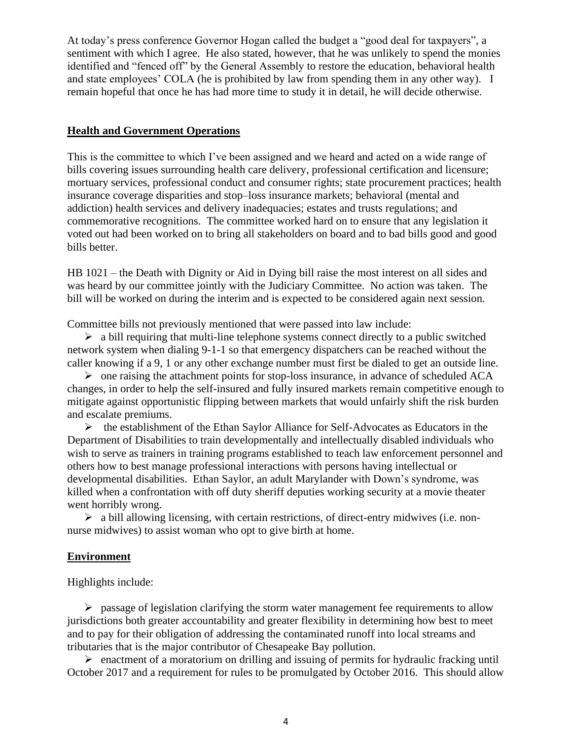At today's press conference Governor Hogan called the budget a "good deal for taxpayers", a sentiment with which I agree. He also stated, however, that he was unlikely to spend the monies identified and "fenced off" by the General Assembly to restore the education, behavioral health and state employees' COLA (he is prohibited by law from spending them in any other way). I remain hopeful that once he has had more time to study it in detail, he will decide otherwise.

## Health and Government Operations

This is the committee to which I've been assigned and we heard and acted on a wide range of bills covering issues surrounding health care delivery, professional certification and licensure; mortuary services, professional conduct and consumer rights; state procurement practices; health insurance coverage disparities and stop–loss insurance markets; behavioral (mental and addiction) health services and delivery inadequacies; estates and trusts regulations; and commemorative recognitions. The committee worked hard on to ensure that any legislation it voted out had been worked on to bring all stakeholders on board and to bad bills good and good bills better.

HB 1021 – the Death with Dignity or Aid in Dying bill raise the most interest on all sides and was heard by our committee jointly with the Judiciary Committee. No action was taken. The bill will be worked on during the interim and is expected to be considered again next session.

Committee bills not previously mentioned that were passed into law include:

- a bill requiring that multi-line telephone systems connect directly to a public switched network system when dialing 9-1-1 so that emergency dispatchers can be reached without the caller knowing if a 9, 1 or any other exchange number must first be dialed to get an outside line.
- one raising the attachment points for stop-loss insurance, in advance of scheduled ACA changes, in order to help the self-insured and fully insured markets remain competitive enough to mitigate against opportunistic flipping between markets that would unfairly shift the risk burden and escalate premiums.
- the establishment of the Ethan Saylor Alliance for Self-Advocates as Educators in the Department of Disabilities to train developmentally and intellectually disabled individuals who wish to serve as trainers in training programs established to teach law enforcement personnel and others how to best manage professional interactions with persons having intellectual or developmental disabilities. Ethan Saylor, an adult Marylander with Down's syndrome, was killed when a confrontation with off duty sheriff deputies working security at a movie theater went horribly wrong.
- a bill allowing licensing, with certain restrictions, of direct-entry midwives (i.e. non-nurse midwives) to assist woman who opt to give birth at home.

## Environment

Highlights include:

- passage of legislation clarifying the storm water management fee requirements to allow jurisdictions both greater accountability and greater flexibility in determining how best to meet and to pay for their obligation of addressing the contaminated runoff into local streams and tributaries that is the major contributor of Chesapeake Bay pollution.
- enactment of a moratorium on drilling and issuing of permits for hydraulic fracking until October 2017 and a requirement for rules to be promulgated by October 2016. This should allow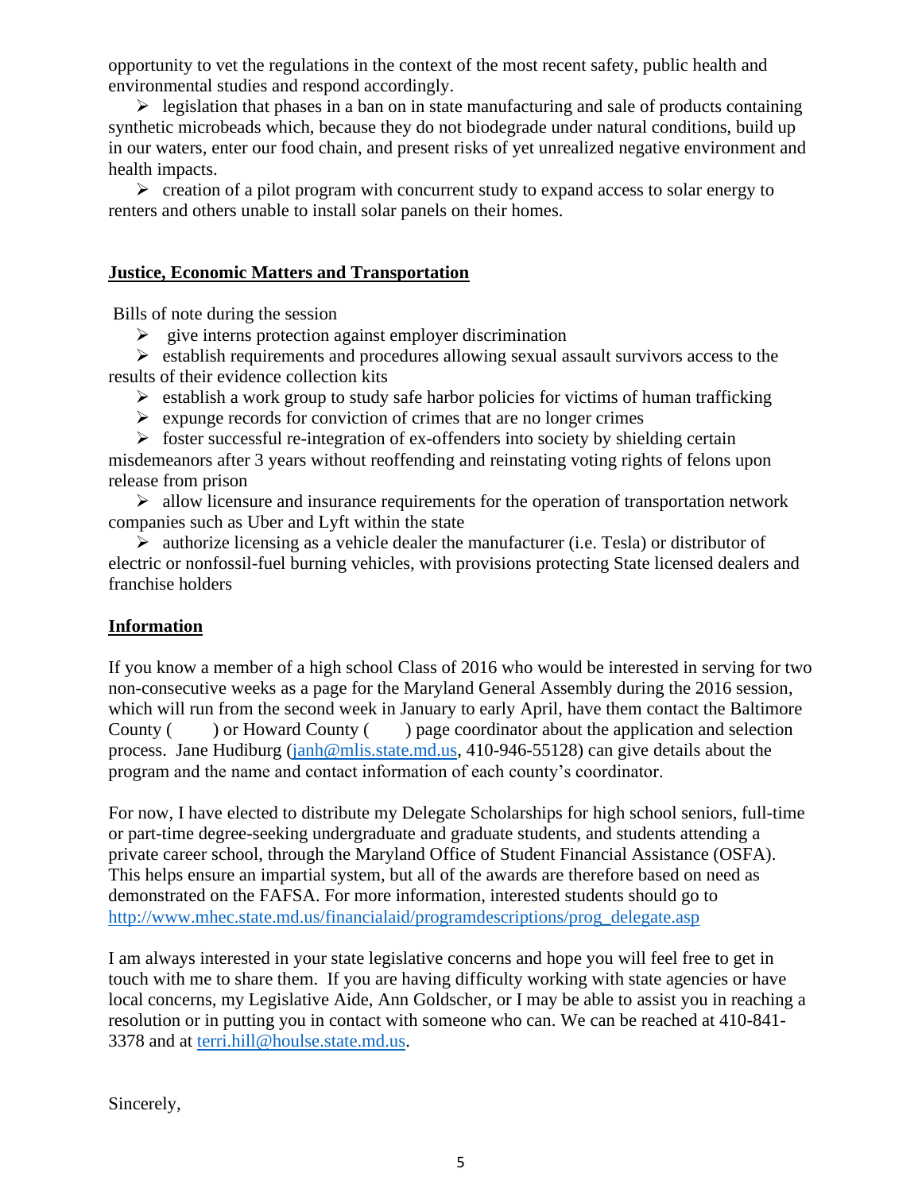opportunity to vet the regulations in the context of the most recent safety, public health and environmental studies and respond accordingly.

- legislation that phases in a ban on in state manufacturing and sale of products containing synthetic microbeads which, because they do not biodegrade under natural conditions, build up in our waters, enter our food chain, and present risks of yet unrealized negative environment and health impacts.
- creation of a pilot program with concurrent study to expand access to solar energy to renters and others unable to install solar panels on their homes.

**Justice, Economic Matters and Transportation**

Bills of note during the session

- give interns protection against employer discrimination
- establish requirements and procedures allowing sexual assault survivors access to the results of their evidence collection kits
- establish a work group to study safe harbor policies for victims of human trafficking
- expunge records for conviction of crimes that are no longer crimes
- foster successful re-integration of ex-offenders into society by shielding certain misdemeanors after 3 years without reoffending and reinstating voting rights of felons upon release from prison
- allow licensure and insurance requirements for the operation of transportation network companies such as Uber and Lyft within the state
- authorize licensing as a vehicle dealer the manufacturer (i.e. Tesla) or distributor of electric or nonfossil-fuel burning vehicles, with provisions protecting State licensed dealers and franchise holders

**Information**

If you know a member of a high school Class of 2016 who would be interested in serving for two non-consecutive weeks as a page for the Maryland General Assembly during the 2016 session, which will run from the second week in January to early April, have them contact the Baltimore County (       ) or Howard County (       ) page coordinator about the application and selection process. Jane Hudiburg (janh@mlis.state.md.us, 410-946-55128) can give details about the program and the name and contact information of each county's coordinator.

For now, I have elected to distribute my Delegate Scholarships for high school seniors, full-time or part-time degree-seeking undergraduate and graduate students, and students attending a private career school, through the Maryland Office of Student Financial Assistance (OSFA). This helps ensure an impartial system, but all of the awards are therefore based on need as demonstrated on the FAFSA. For more information, interested students should go to http://www.mhec.state.md.us/financialaid/programdescriptions/prog_delegate.asp

I am always interested in your state legislative concerns and hope you will feel free to get in touch with me to share them. If you are having difficulty working with state agencies or have local concerns, my Legislative Aide, Ann Goldscher, or I may be able to assist you in reaching a resolution or in putting you in contact with someone who can. We can be reached at 410-841-3378 and at terri.hill@houlse.state.md.us.

Sincerely,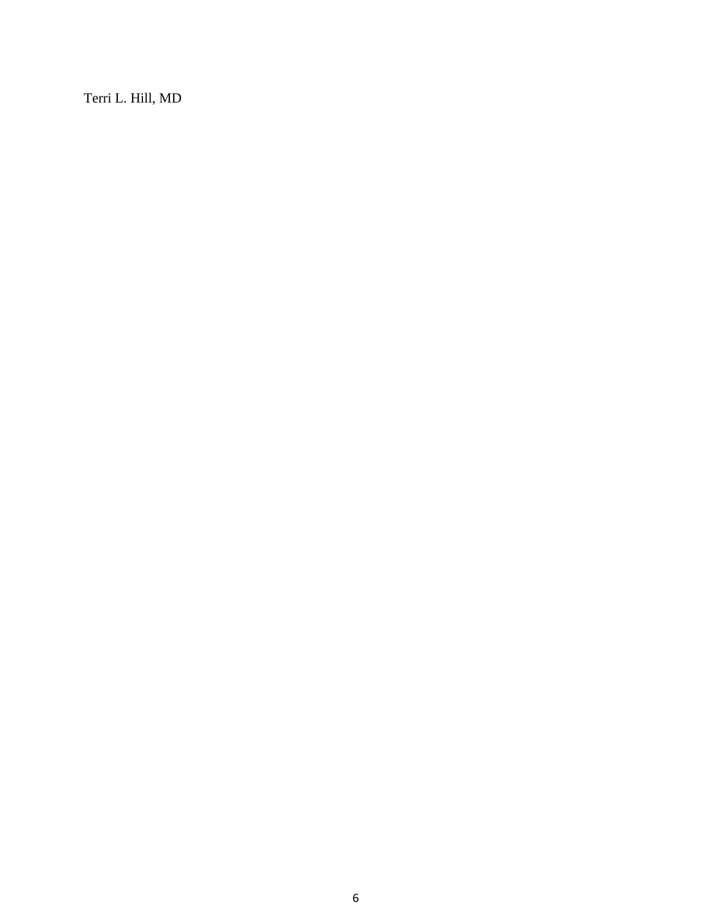Terri L. Hill, MD